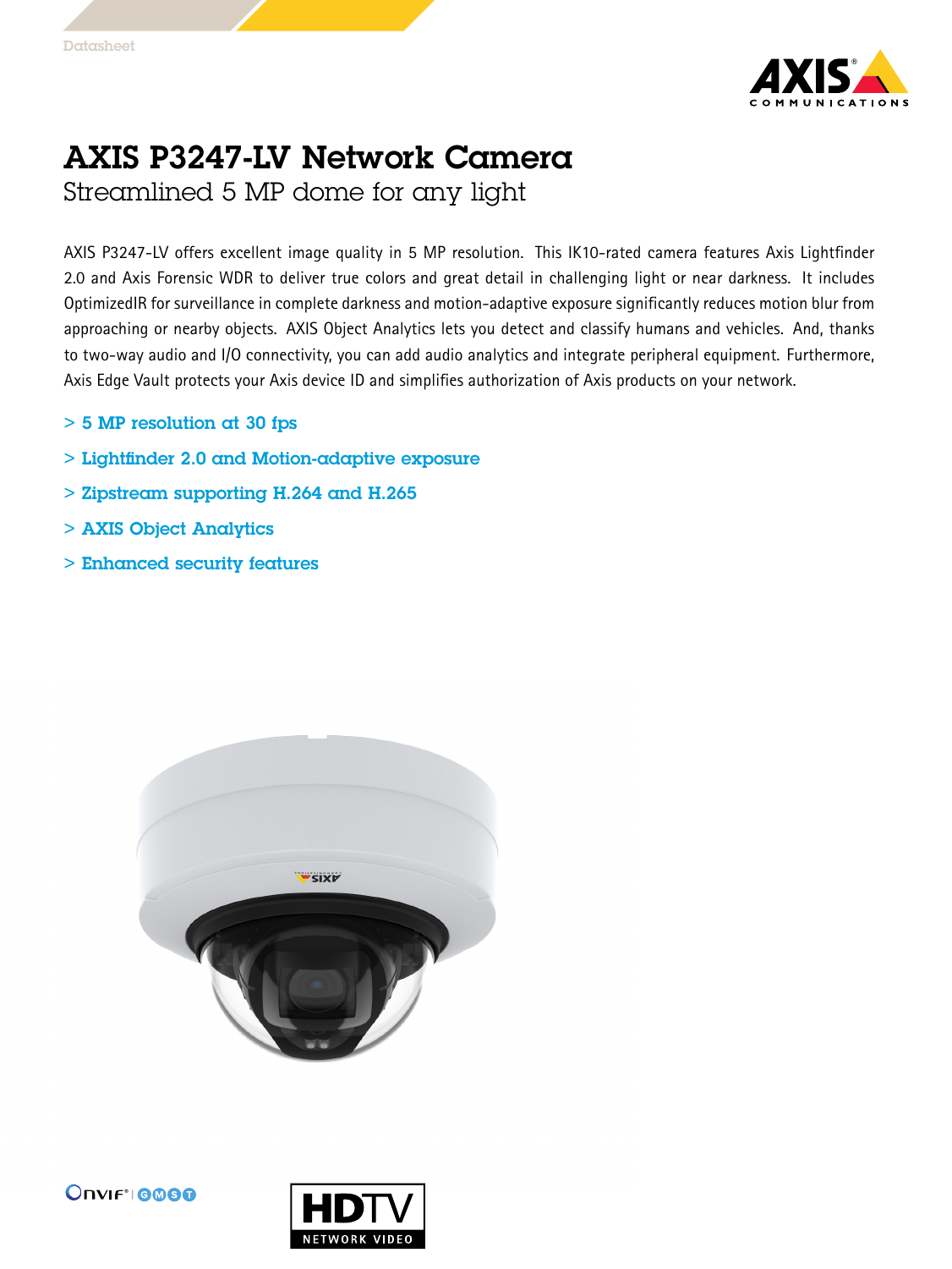Datasheet

# AXIS P3247-LV Network Camera

## Streamlined 5 MP dome for any light

AXIS P3247-LV offers excellent image quality in 5 MP resolution. This IK10-rated camera features Axis Lightfinder 2.0 and Axis Forensic WDR to deliver true colors and great detail in challenging light or near darkness. It includes OptimizedIR for surveillance in complete darkness and motion-adaptive exposure significantly reduces motion blur from approaching or nearby objects. AXIS Object Analytics lets you detect and classify humans and vehicles. And, thanks to two-way audio and I/O connectivity, you can add audio analytics and integrate peripheral equipment. Furthermore, Axis Edge Vault protects your Axis device ID and simplifies authorization of Axis products on your network.

- 5 MP resolution at 30 fps
- Lightfinder 2.0 and Motion-adaptive exposure
- Zipstream supporting H.264 and H.265
- AXIS Object Analytics
- Enhanced security features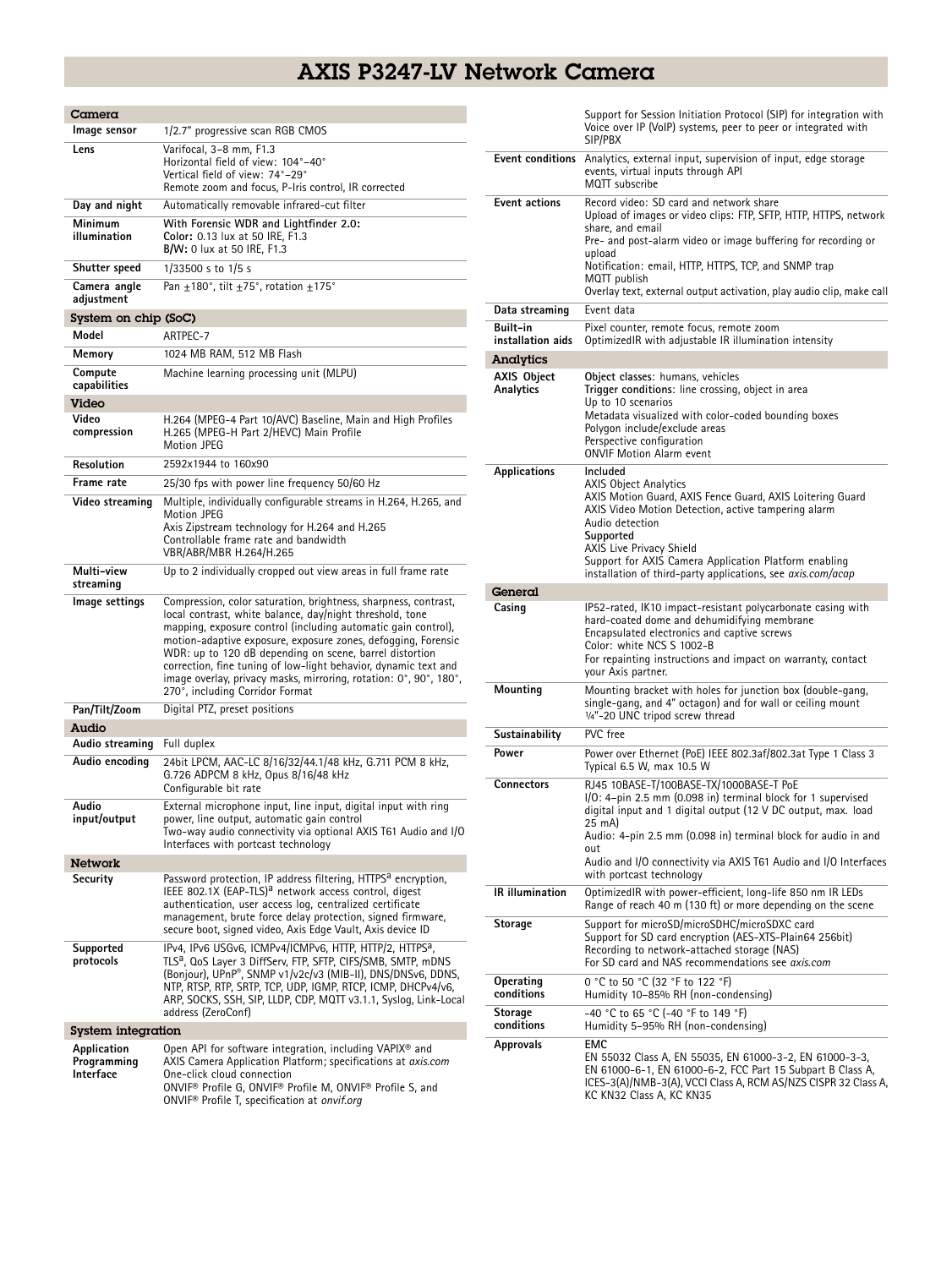# AXIS P3247-LV Network Camera

## Camera

| | |
|---|---|
| **Image sensor** | 1/2.7" progressive scan RGB CMOS |
| **Lens** | Varifocal, 3–8 mm, F1.3<br>Horizontal field of view: 104°–40°<br>Vertical field of view: 74°–29°<br>Remote zoom and focus, P-Iris control, IR corrected |
| **Day and night** | Automatically removable infrared-cut filter |
| **Minimum illumination** | **With Forensic WDR and Lightfinder 2.0:**<br>**Color:** 0.13 lux at 50 IRE, F1.3<br>**B/W:** 0 lux at 50 IRE, F1.3 |
| **Shutter speed** | 1/33500 s to 1/5 s |
| **Camera angle adjustment** | Pan ±180°, tilt ±75°, rotation ±175° |

## System on chip (SoC)

| | |
|---|---|
| **Model** | ARTPEC-7 |
| **Memory** | 1024 MB RAM, 512 MB Flash |
| **Compute capabilities** | Machine learning processing unit (MLPU) |

## Video

| | |
|---|---|
| **Video compression** | H.264 (MPEG-4 Part 10/AVC) Baseline, Main and High Profiles<br>H.265 (MPEG-H Part 2/HEVC) Main Profile<br>Motion JPEG |
| **Resolution** | 2592x1944 to 160x90 |
| **Frame rate** | 25/30 fps with power line frequency 50/60 Hz |
| **Video streaming** | Multiple, individually configurable streams in H.264, H.265, and Motion JPEG<br>Axis Zipstream technology for H.264 and H.265<br>Controllable frame rate and bandwidth<br>VBR/ABR/MBR H.264/H.265 |
| **Multi-view streaming** | Up to 2 individually cropped out view areas in full frame rate |
| **Image settings** | Compression, color saturation, brightness, sharpness, contrast, local contrast, white balance, day/night threshold, tone mapping, exposure control (including automatic gain control), motion-adaptive exposure, exposure zones, defogging, Forensic WDR: up to 120 dB depending on scene, barrel distortion correction, fine tuning of low-light behavior, dynamic text and image overlay, privacy masks, mirroring, rotation: 0°, 90°, 180°, 270°, including Corridor Format |
| **Pan/Tilt/Zoom** | Digital PTZ, preset positions |

## Audio

| | |
|---|---|
| **Audio streaming** | Full duplex |
| **Audio encoding** | 24bit LPCM, AAC-LC 8/16/32/44.1/48 kHz, G.711 PCM 8 kHz, G.726 ADPCM 8 kHz, Opus 8/16/48 kHz<br>Configurable bit rate |
| **Audio input/output** | External microphone input, line input, digital input with ring power, line output, automatic gain control<br>Two-way audio connectivity via optional AXIS T61 Audio and I/O Interfaces with portcast technology |

## Network

| | |
|---|---|
| **Security** | Password protection, IP address filtering, HTTPS[a] encryption, IEEE 802.1X (EAP-TLS)[a] network access control, digest authentication, user access log, centralized certificate management, brute force delay protection, signed firmware, secure boot, signed video, Axis Edge Vault, Axis device ID |
| **Supported protocols** | IPv4, IPv6 USGv6, ICMPv4/ICMPv6, HTTP, HTTP/2, HTTPS[a], TLS[a], QoS Layer 3 DiffServ, FTP, SFTP, CIFS/SMB, SMTP, mDNS (Bonjour), UPnP®, SNMP v1/v2c/v3 (MIB-II), DNS/DNSv6, DDNS, NTP, RTSP, RTP, SRTP, TCP, UDP, IGMP, RTCP, ICMP, DHCPv4/v6, ARP, SOCKS, SSH, SIP, LLDP, CDP, MQTT v3.1.1, Syslog, Link-Local address (ZeroConf) |

## System integration

| | |
|---|---|
| **Application Programming Interface** | Open API for software integration, including VAPIX® and AXIS Camera Application Platform; specifications at *axis.com*<br>One-click cloud connection<br>ONVIF® Profile G, ONVIF® Profile M, ONVIF® Profile S, and ONVIF® Profile T, specification at *onvif.org*<br>Support for Session Initiation Protocol (SIP) for integration with Voice over IP (VoIP) systems, peer to peer or integrated with SIP/PBX |
| **Event conditions** | Analytics, external input, supervision of input, edge storage events, virtual inputs through API<br>MQTT subscribe |
| **Event actions** | Record video: SD card and network share<br>Upload of images or video clips: FTP, SFTP, HTTP, HTTPS, network share, and email<br>Pre- and post-alarm video or image buffering for recording or upload<br>Notification: email, HTTP, HTTPS, TCP, and SNMP trap<br>MQTT publish<br>Overlay text, external output activation, play audio clip, make call |
| **Data streaming** | Event data |
| **Built-in installation aids** | Pixel counter, remote focus, remote zoom<br>OptimizedIR with adjustable IR illumination intensity |

## Analytics

| | |
|---|---|
| **AXIS Object Analytics** | **Object classes**: humans, vehicles<br>**Trigger conditions**: line crossing, object in area<br>Up to 10 scenarios<br>Metadata visualized with color-coded bounding boxes<br>Polygon include/exclude areas<br>Perspective configuration<br>ONVIF Motion Alarm event |
| **Applications** | **Included**<br>AXIS Object Analytics<br>AXIS Motion Guard, AXIS Fence Guard, AXIS Loitering Guard<br>AXIS Video Motion Detection, active tampering alarm<br>Audio detection<br>**Supported**<br>AXIS Live Privacy Shield<br>Support for AXIS Camera Application Platform enabling installation of third-party applications, see *axis.com/acap* |

## General

| | |
|---|---|
| **Casing** | IP52-rated, IK10 impact-resistant polycarbonate casing with hard-coated dome and dehumidifying membrane<br>Encapsulated electronics and captive screws<br>Color: white NCS S 1002-B<br>For repainting instructions and impact on warranty, contact your Axis partner. |
| **Mounting** | Mounting bracket with holes for junction box (double-gang, single-gang, and 4" octagon) and for wall or ceiling mount<br>¼"-20 UNC tripod screw thread |
| **Sustainability** | PVC free |
| **Power** | Power over Ethernet (PoE) IEEE 802.3af/802.3at Type 1 Class 3<br>Typical 6.5 W, max 10.5 W |
| **Connectors** | RJ45 10BASE-T/100BASE-TX/1000BASE-T PoE<br>I/O: 4-pin 2.5 mm (0.098 in) terminal block for 1 supervised digital input and 1 digital output (12 V DC output, max. load 25 mA)<br>Audio: 4-pin 2.5 mm (0.098 in) terminal block for audio in and out<br>Audio and I/O connectivity via AXIS T61 Audio and I/O Interfaces with portcast technology |
| **IR illumination** | OptimizedIR with power-efficient, long-life 850 nm IR LEDs<br>Range of reach 40 m (130 ft) or more depending on the scene |
| **Storage** | Support for microSD/microSDHC/microSDXC card<br>Support for SD card encryption (AES-XTS-Plain64 256bit)<br>Recording to network-attached storage (NAS)<br>For SD card and NAS recommendations see *axis.com* |
| **Operating conditions** | 0 °C to 50 °C (32 °F to 122 °F)<br>Humidity 10–85% RH (non-condensing) |
| **Storage conditions** | -40 °C to 65 °C (-40 °F to 149 °F)<br>Humidity 5–95% RH (non-condensing) |
| **Approvals** | **EMC**<br>EN 55032 Class A, EN 55035, EN 61000-3-2, EN 61000-3-3, EN 61000-6-1, EN 61000-6-2, FCC Part 15 Subpart B Class A, ICES-3(A)/NMB-3(A), VCCI Class A, RCM AS/NZS CISPR 32 Class A, KC KN32 Class A, KC KN35 |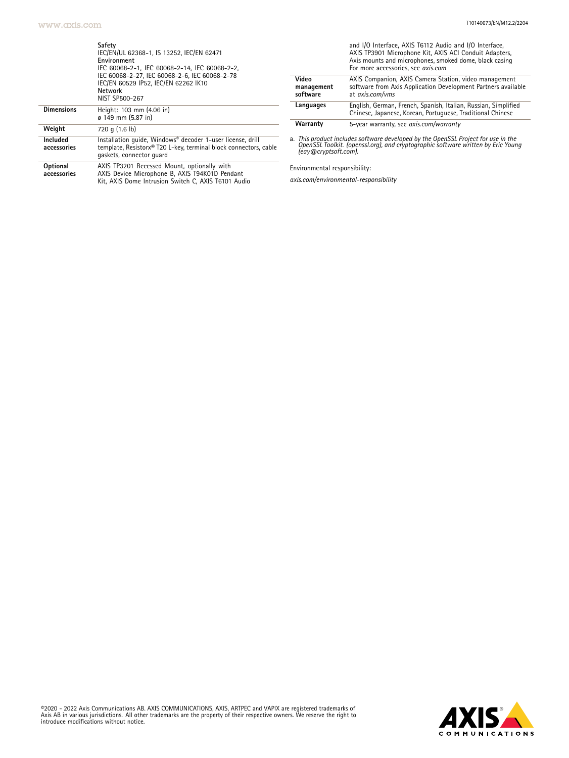| | |
|---|---|
| | **Safety**<br>IEC/EN/UL 62368-1, IS 13252, IEC/EN 62471<br>**Environment**<br>IEC 60068-2-1, IEC 60068-2-14, IEC 60068-2-2, IEC 60068-2-27, IEC 60068-2-6, IEC 60068-2-78<br>IEC/EN 60529 IP52, IEC/EN 62262 IK10<br>**Network**<br>NIST SP500-267 |
| **Dimensions** | Height: 103 mm (4.06 in)<br>ø 149 mm (5.87 in) |
| **Weight** | 720 g (1.6 lb) |
| **Included accessories** | Installation guide, Windows® decoder 1-user license, drill template, Resistorx® T20 L-key, terminal block connectors, cable gaskets, connector guard |
| **Optional accessories** | AXIS TP3201 Recessed Mount, optionally with AXIS Device Microphone B, AXIS T94K01D Pendant Kit, AXIS Dome Intrusion Switch C, AXIS T6101 Audio and I/O Interface, AXIS T6112 Audio and I/O Interface, AXIS TP3901 Microphone Kit, AXIS ACI Conduit Adapters, Axis mounts and microphones, smoked dome, black casing<br>For more accessories, see *axis.com* |
| **Video management software** | AXIS Companion, AXIS Camera Station, video management software from Axis Application Development Partners available at *axis.com/vms* |
| **Languages** | English, German, French, Spanish, Italian, Russian, Simplified Chinese, Japanese, Korean, Portuguese, Traditional Chinese |
| **Warranty** | 5-year warranty, see *axis.com/warranty* |

a. *This product includes software developed by the OpenSSL Project for use in the OpenSSL Toolkit. (openssl.org), and cryptographic software written by Eric Young (eay@cryptsoft.com).*

Environmental responsibility:

*axis.com/environmental-responsibility*

©2020 - 2022 Axis Communications AB. AXIS COMMUNICATIONS, AXIS, ARTPEC and VAPIX are registered trademarks of Axis AB in various jurisdictions. All other trademarks are the property of their respective owners. We reserve the right to introduce modifications without notice.